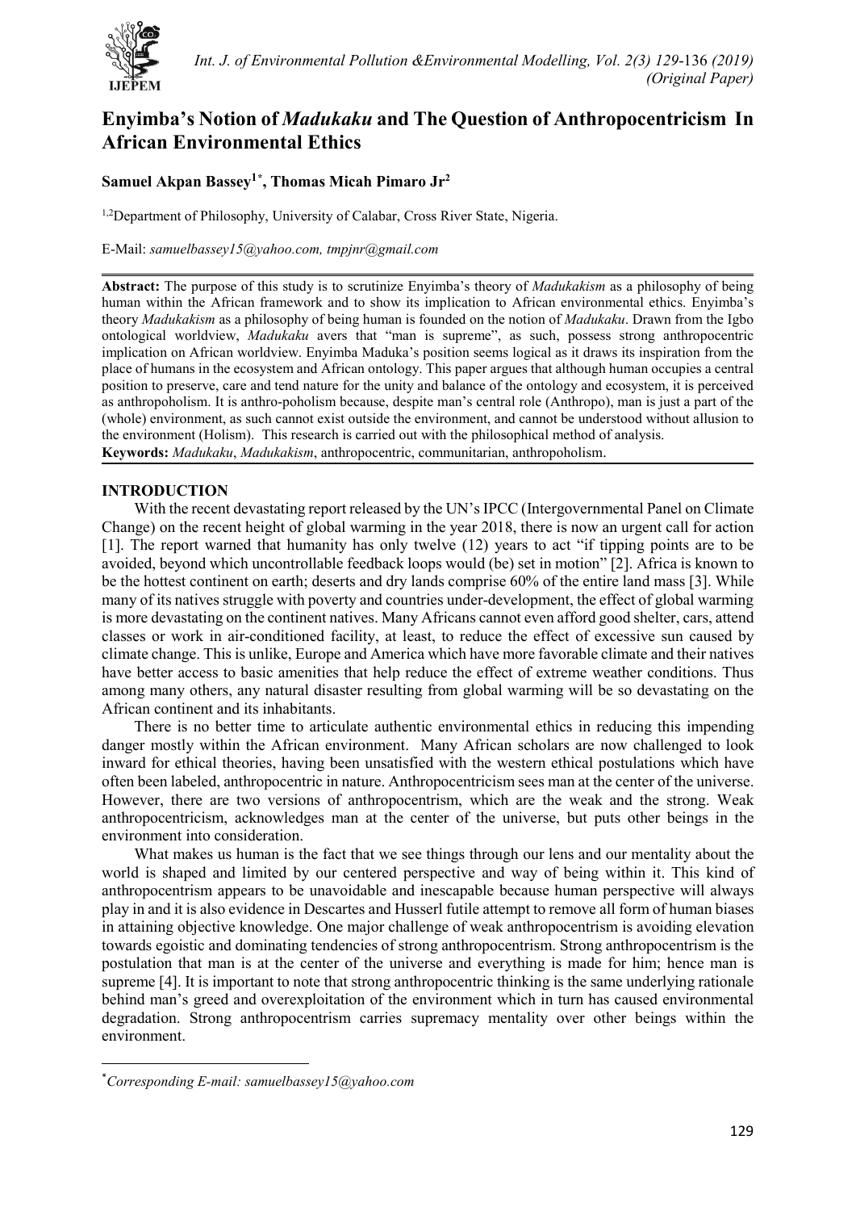# Enyimba's Notion of *Madukaku* and The Question of Anthropocentricism In African Environmental Ethics

**Samuel Akpan Bassey[1*], Thomas Micah Pimaro Jr[2]**

[1,2]Department of Philosophy, University of Calabar, Cross River State, Nigeria.

E-Mail: *samuelbassey15@yahoo.com, tmpjnr@gmail.com*

**Abstract:** The purpose of this study is to scrutinize Enyimba's theory of *Madukakism* as a philosophy of being human within the African framework and to show its implication to African environmental ethics. Enyimba's theory *Madukakism* as a philosophy of being human is founded on the notion of *Madukaku*. Drawn from the Igbo ontological worldview, *Madukaku* avers that "man is supreme", as such, possess strong anthropocentric implication on African worldview. Enyimba Maduka's position seems logical as it draws its inspiration from the place of humans in the ecosystem and African ontology. This paper argues that although human occupies a central position to preserve, care and tend nature for the unity and balance of the ontology and ecosystem, it is perceived as anthropoholism. It is anthro-poholism because, despite man's central role (Anthropo), man is just a part of the (whole) environment, as such cannot exist outside the environment, and cannot be understood without allusion to the environment (Holism). This research is carried out with the philosophical method of analysis.

**Keywords:** *Madukaku*, *Madukakism*, anthropocentric, communitarian, anthropoholism.

## INTRODUCTION

With the recent devastating report released by the UN's IPCC (Intergovernmental Panel on Climate Change) on the recent height of global warming in the year 2018, there is now an urgent call for action [1]. The report warned that humanity has only twelve (12) years to act "if tipping points are to be avoided, beyond which uncontrollable feedback loops would (be) set in motion" [2]. Africa is known to be the hottest continent on earth; deserts and dry lands comprise 60% of the entire land mass [3]. While many of its natives struggle with poverty and countries under-development, the effect of global warming is more devastating on the continent natives. Many Africans cannot even afford good shelter, cars, attend classes or work in air-conditioned facility, at least, to reduce the effect of excessive sun caused by climate change. This is unlike, Europe and America which have more favorable climate and their natives have better access to basic amenities that help reduce the effect of extreme weather conditions. Thus among many others, any natural disaster resulting from global warming will be so devastating on the African continent and its inhabitants.

There is no better time to articulate authentic environmental ethics in reducing this impending danger mostly within the African environment. Many African scholars are now challenged to look inward for ethical theories, having been unsatisfied with the western ethical postulations which have often been labeled, anthropocentric in nature. Anthropocentricism sees man at the center of the universe. However, there are two versions of anthropocentrism, which are the weak and the strong. Weak anthropocentricism, acknowledges man at the center of the universe, but puts other beings in the environment into consideration.

What makes us human is the fact that we see things through our lens and our mentality about the world is shaped and limited by our centered perspective and way of being within it. This kind of anthropocentrism appears to be unavoidable and inescapable because human perspective will always play in and it is also evidence in Descartes and Husserl futile attempt to remove all form of human biases in attaining objective knowledge. One major challenge of weak anthropocentrism is avoiding elevation towards egoistic and dominating tendencies of strong anthropocentrism. Strong anthropocentrism is the postulation that man is at the center of the universe and everything is made for him; hence man is supreme [4]. It is important to note that strong anthropocentric thinking is the same underlying rationale behind man's greed and overexploitation of the environment which in turn has caused environmental degradation. Strong anthropocentrism carries supremacy mentality over other beings within the environment.

---

[*] *Corresponding E-mail: samuelbassey15@yahoo.com*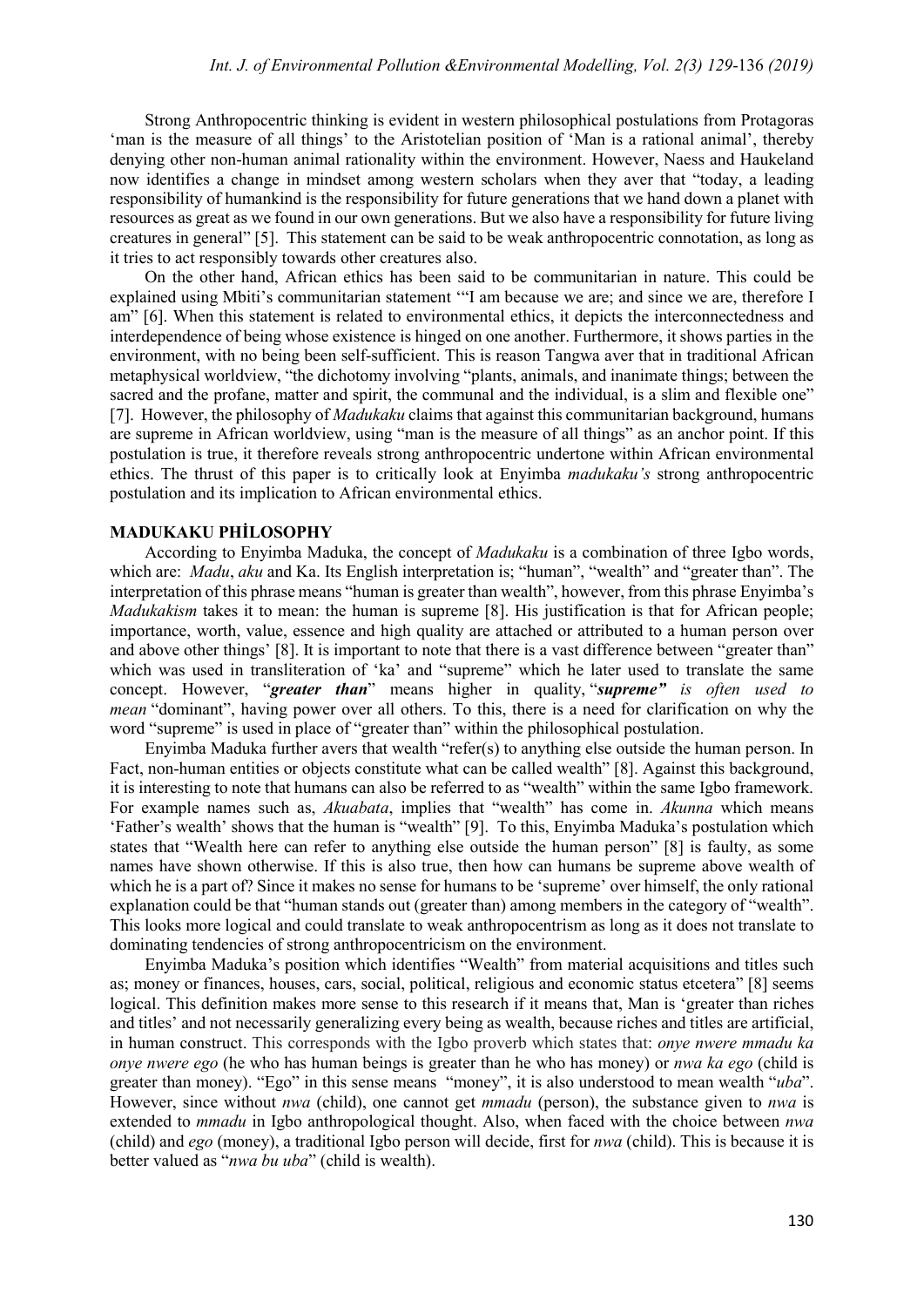Strong Anthropocentric thinking is evident in western philosophical postulations from Protagoras 'man is the measure of all things' to the Aristotelian position of 'Man is a rational animal', thereby denying other non-human animal rationality within the environment. However, Naess and Haukeland now identifies a change in mindset among western scholars when they aver that "today, a leading responsibility of humankind is the responsibility for future generations that we hand down a planet with resources as great as we found in our own generations. But we also have a responsibility for future living creatures in general" [5]. This statement can be said to be weak anthropocentric connotation, as long as it tries to act responsibly towards other creatures also.

On the other hand, African ethics has been said to be communitarian in nature. This could be explained using Mbiti's communitarian statement '"I am because we are; and since we are, therefore I am" [6]. When this statement is related to environmental ethics, it depicts the interconnectedness and interdependence of being whose existence is hinged on one another. Furthermore, it shows parties in the environment, with no being been self-sufficient. This is reason Tangwa aver that in traditional African metaphysical worldview, "the dichotomy involving "plants, animals, and inanimate things; between the sacred and the profane, matter and spirit, the communal and the individual, is a slim and flexible one" [7]. However, the philosophy of *Madukaku* claims that against this communitarian background, humans are supreme in African worldview, using "man is the measure of all things" as an anchor point. If this postulation is true, it therefore reveals strong anthropocentric undertone within African environmental ethics. The thrust of this paper is to critically look at Enyimba *madukaku's* strong anthropocentric postulation and its implication to African environmental ethics.

## MADUKAKU PHİLOSOPHY

According to Enyimba Maduka, the concept of *Madukaku* is a combination of three Igbo words, which are: *Madu*, *aku* and Ka. Its English interpretation is; "human", "wealth" and "greater than". The interpretation of this phrase means "human is greater than wealth", however, from this phrase Enyimba's *Madukakism* takes it to mean: the human is supreme [8]. His justification is that for African people; importance, worth, value, essence and high quality are attached or attributed to a human person over and above other things' [8]. It is important to note that there is a vast difference between "greater than" which was used in transliteration of 'ka' and "supreme" which he later used to translate the same concept. However, "***greater than***" means higher in quality, "***supreme"*** *is often used to mean* "dominant", having power over all others. To this, there is a need for clarification on why the word "supreme" is used in place of "greater than" within the philosophical postulation.

Enyimba Maduka further avers that wealth "refer(s) to anything else outside the human person. In Fact, non-human entities or objects constitute what can be called wealth" [8]. Against this background, it is interesting to note that humans can also be referred to as "wealth" within the same Igbo framework. For example names such as, *Akuabata*, implies that "wealth" has come in. *Akunna* which means 'Father's wealth' shows that the human is "wealth" [9]. To this, Enyimba Maduka's postulation which states that "Wealth here can refer to anything else outside the human person" [8] is faulty, as some names have shown otherwise. If this is also true, then how can humans be supreme above wealth of which he is a part of? Since it makes no sense for humans to be 'supreme' over himself, the only rational explanation could be that "human stands out (greater than) among members in the category of "wealth". This looks more logical and could translate to weak anthropocentrism as long as it does not translate to dominating tendencies of strong anthropocentricism on the environment.

Enyimba Maduka's position which identifies "Wealth" from material acquisitions and titles such as; money or finances, houses, cars, social, political, religious and economic status etcetera" [8] seems logical. This definition makes more sense to this research if it means that, Man is 'greater than riches and titles' and not necessarily generalizing every being as wealth, because riches and titles are artificial, in human construct. This corresponds with the Igbo proverb which states that: *onye nwere mmadu ka onye nwere ego* (he who has human beings is greater than he who has money) or *nwa ka ego* (child is greater than money). "Ego" in this sense means "money", it is also understood to mean wealth "*uba*". However, since without *nwa* (child), one cannot get *mmadu* (person), the substance given to *nwa* is extended to *mmadu* in Igbo anthropological thought. Also, when faced with the choice between *nwa* (child) and *ego* (money), a traditional Igbo person will decide, first for *nwa* (child). This is because it is better valued as "*nwa bu uba*" (child is wealth).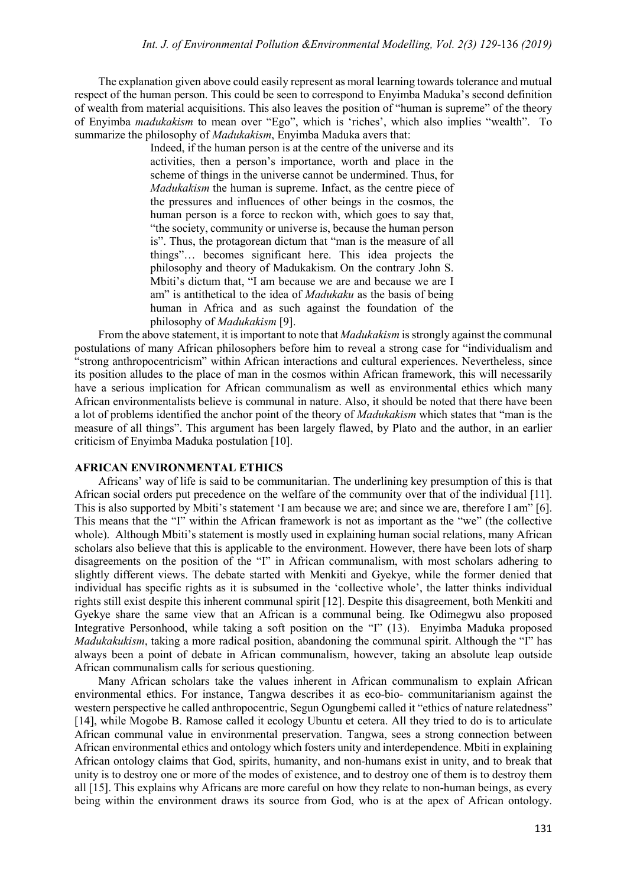The explanation given above could easily represent as moral learning towards tolerance and mutual respect of the human person. This could be seen to correspond to Enyimba Maduka's second definition of wealth from material acquisitions. This also leaves the position of "human is supreme" of the theory of Enyimba *madukakism* to mean over "Ego", which is 'riches', which also implies "wealth". To summarize the philosophy of *Madukakism*, Enyimba Maduka avers that:

> Indeed, if the human person is at the centre of the universe and its activities, then a person's importance, worth and place in the scheme of things in the universe cannot be undermined. Thus, for *Madukakism* the human is supreme. Infact, as the centre piece of the pressures and influences of other beings in the cosmos, the human person is a force to reckon with, which goes to say that, "the society, community or universe is, because the human person is". Thus, the protagorean dictum that "man is the measure of all things"… becomes significant here. This idea projects the philosophy and theory of Madukakism. On the contrary John S. Mbiti's dictum that, "I am because we are and because we are I am" is antithetical to the idea of *Madukaku* as the basis of being human in Africa and as such against the foundation of the philosophy of *Madukakism* [9].

From the above statement, it is important to note that *Madukakism* is strongly against the communal postulations of many African philosophers before him to reveal a strong case for "individualism and "strong anthropocentricism" within African interactions and cultural experiences. Nevertheless, since its position alludes to the place of man in the cosmos within African framework, this will necessarily have a serious implication for African communalism as well as environmental ethics which many African environmentalists believe is communal in nature. Also, it should be noted that there have been a lot of problems identified the anchor point of the theory of *Madukakism* which states that "man is the measure of all things". This argument has been largely flawed, by Plato and the author, in an earlier criticism of Enyimba Maduka postulation [10].

## AFRICAN ENVIRONMENTAL ETHICS

Africans' way of life is said to be communitarian. The underlining key presumption of this is that African social orders put precedence on the welfare of the community over that of the individual [11]. This is also supported by Mbiti's statement 'I am because we are; and since we are, therefore I am" [6]. This means that the "I" within the African framework is not as important as the "we" (the collective whole). Although Mbiti's statement is mostly used in explaining human social relations, many African scholars also believe that this is applicable to the environment. However, there have been lots of sharp disagreements on the position of the "I" in African communalism, with most scholars adhering to slightly different views. The debate started with Menkiti and Gyekye, while the former denied that individual has specific rights as it is subsumed in the 'collective whole', the latter thinks individual rights still exist despite this inherent communal spirit [12]. Despite this disagreement, both Menkiti and Gyekye share the same view that an African is a communal being. Ike Odimegwu also proposed Integrative Personhood, while taking a soft position on the "I" (13). Enyimba Maduka proposed *Madukakukism*, taking a more radical position, abandoning the communal spirit. Although the "I" has always been a point of debate in African communalism, however, taking an absolute leap outside African communalism calls for serious questioning.

Many African scholars take the values inherent in African communalism to explain African environmental ethics. For instance, Tangwa describes it as eco-bio- communitarianism against the western perspective he called anthropocentric, Segun Ogungbemi called it "ethics of nature relatedness" [14], while Mogobe B. Ramose called it ecology Ubuntu et cetera. All they tried to do is to articulate African communal value in environmental preservation. Tangwa, sees a strong connection between African environmental ethics and ontology which fosters unity and interdependence. Mbiti in explaining African ontology claims that God, spirits, humanity, and non-humans exist in unity, and to break that unity is to destroy one or more of the modes of existence, and to destroy one of them is to destroy them all [15]. This explains why Africans are more careful on how they relate to non-human beings, as every being within the environment draws its source from God, who is at the apex of African ontology.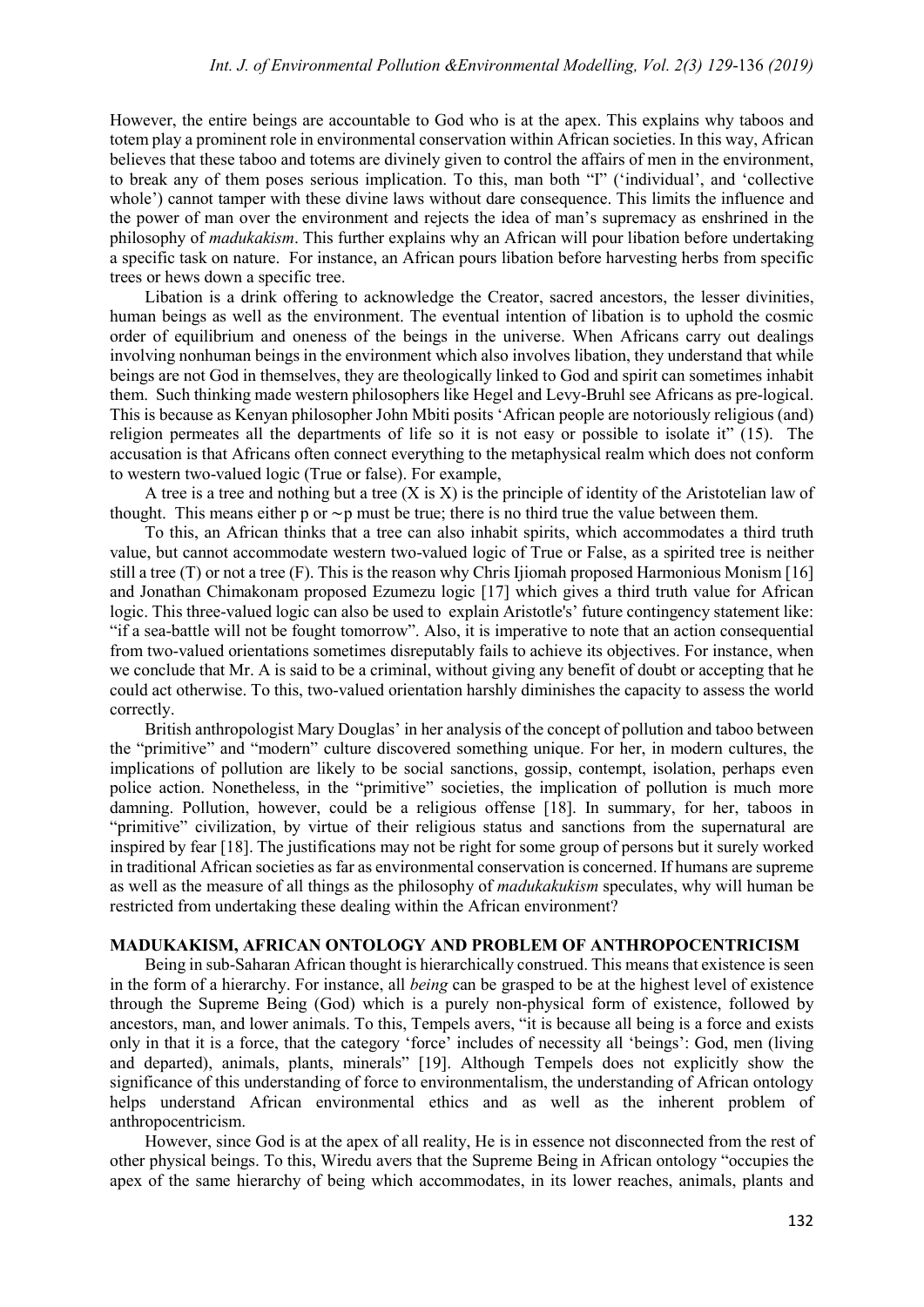However, the entire beings are accountable to God who is at the apex. This explains why taboos and totem play a prominent role in environmental conservation within African societies. In this way, African believes that these taboo and totems are divinely given to control the affairs of men in the environment, to break any of them poses serious implication. To this, man both "I" ('individual', and 'collective whole') cannot tamper with these divine laws without dare consequence. This limits the influence and the power of man over the environment and rejects the idea of man's supremacy as enshrined in the philosophy of *madukakism*. This further explains why an African will pour libation before undertaking a specific task on nature. For instance, an African pours libation before harvesting herbs from specific trees or hews down a specific tree.

Libation is a drink offering to acknowledge the Creator, sacred ancestors, the lesser divinities, human beings as well as the environment. The eventual intention of libation is to uphold the cosmic order of equilibrium and oneness of the beings in the universe. When Africans carry out dealings involving nonhuman beings in the environment which also involves libation, they understand that while beings are not God in themselves, they are theologically linked to God and spirit can sometimes inhabit them. Such thinking made western philosophers like Hegel and Levy-Bruhl see Africans as pre-logical. This is because as Kenyan philosopher John Mbiti posits 'African people are notoriously religious (and) religion permeates all the departments of life so it is not easy or possible to isolate it" (15). The accusation is that Africans often connect everything to the metaphysical realm which does not conform to western two-valued logic (True or false). For example,

A tree is a tree and nothing but a tree (X is X) is the principle of identity of the Aristotelian law of thought. This means either p or $\sim$p must be true; there is no third true the value between them.

To this, an African thinks that a tree can also inhabit spirits, which accommodates a third truth value, but cannot accommodate western two-valued logic of True or False, as a spirited tree is neither still a tree (T) or not a tree (F). This is the reason why Chris Ijiomah proposed Harmonious Monism [16] and Jonathan Chimakonam proposed Ezumezu logic [17] which gives a third truth value for African logic. This three-valued logic can also be used to explain Aristotle's' future contingency statement like: "if a sea-battle will not be fought tomorrow". Also, it is imperative to note that an action consequential from two-valued orientations sometimes disreputably fails to achieve its objectives. For instance, when we conclude that Mr. A is said to be a criminal, without giving any benefit of doubt or accepting that he could act otherwise. To this, two-valued orientation harshly diminishes the capacity to assess the world correctly.

British anthropologist Mary Douglas' in her analysis of the concept of pollution and taboo between the "primitive" and "modern" culture discovered something unique. For her, in modern cultures, the implications of pollution are likely to be social sanctions, gossip, contempt, isolation, perhaps even police action. Nonetheless, in the "primitive" societies, the implication of pollution is much more damning. Pollution, however, could be a religious offense [18]. In summary, for her, taboos in "primitive" civilization, by virtue of their religious status and sanctions from the supernatural are inspired by fear [18]. The justifications may not be right for some group of persons but it surely worked in traditional African societies as far as environmental conservation is concerned. If humans are supreme as well as the measure of all things as the philosophy of *madukakukism* speculates, why will human be restricted from undertaking these dealing within the African environment?

## MADUKAKISM, AFRICAN ONTOLOGY AND PROBLEM OF ANTHROPOCENTRICISM

Being in sub-Saharan African thought is hierarchically construed. This means that existence is seen in the form of a hierarchy. For instance, all *being* can be grasped to be at the highest level of existence through the Supreme Being (God) which is a purely non-physical form of existence, followed by ancestors, man, and lower animals. To this, Tempels avers, "it is because all being is a force and exists only in that it is a force, that the category 'force' includes of necessity all 'beings': God, men (living and departed), animals, plants, minerals" [19]. Although Tempels does not explicitly show the significance of this understanding of force to environmentalism, the understanding of African ontology helps understand African environmental ethics and as well as the inherent problem of anthropocentricism.

However, since God is at the apex of all reality, He is in essence not disconnected from the rest of other physical beings. To this, Wiredu avers that the Supreme Being in African ontology "occupies the apex of the same hierarchy of being which accommodates, in its lower reaches, animals, plants and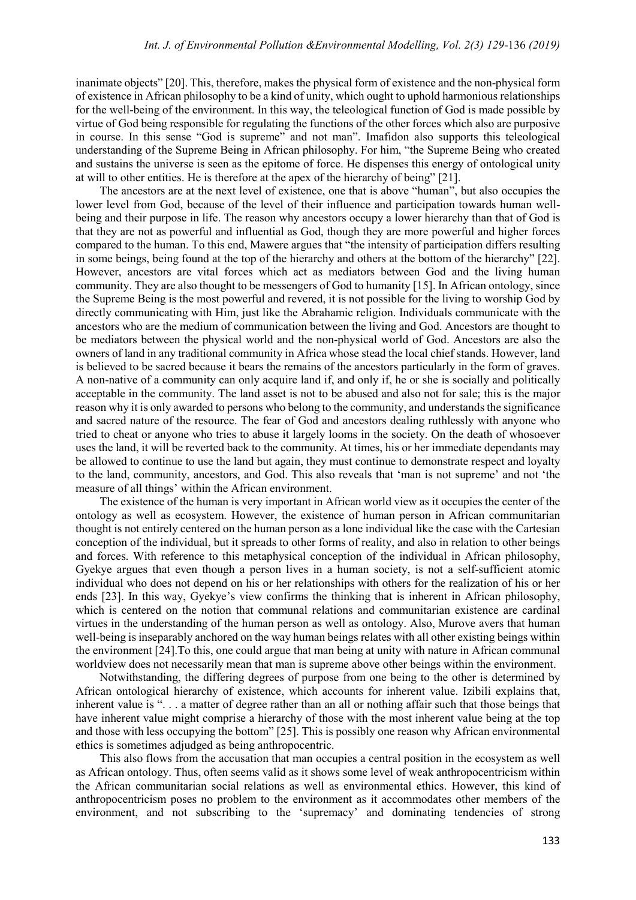inanimate objects" [20]. This, therefore, makes the physical form of existence and the non-physical form of existence in African philosophy to be a kind of unity, which ought to uphold harmonious relationships for the well-being of the environment. In this way, the teleological function of God is made possible by virtue of God being responsible for regulating the functions of the other forces which also are purposive in course. In this sense "God is supreme" and not man". Imafidon also supports this teleological understanding of the Supreme Being in African philosophy. For him, "the Supreme Being who created and sustains the universe is seen as the epitome of force. He dispenses this energy of ontological unity at will to other entities. He is therefore at the apex of the hierarchy of being" [21].

The ancestors are at the next level of existence, one that is above "human", but also occupies the lower level from God, because of the level of their influence and participation towards human well-being and their purpose in life. The reason why ancestors occupy a lower hierarchy than that of God is that they are not as powerful and influential as God, though they are more powerful and higher forces compared to the human. To this end, Mawere argues that "the intensity of participation differs resulting in some beings, being found at the top of the hierarchy and others at the bottom of the hierarchy" [22]. However, ancestors are vital forces which act as mediators between God and the living human community. They are also thought to be messengers of God to humanity [15]. In African ontology, since the Supreme Being is the most powerful and revered, it is not possible for the living to worship God by directly communicating with Him, just like the Abrahamic religion. Individuals communicate with the ancestors who are the medium of communication between the living and God. Ancestors are thought to be mediators between the physical world and the non-physical world of God. Ancestors are also the owners of land in any traditional community in Africa whose stead the local chief stands. However, land is believed to be sacred because it bears the remains of the ancestors particularly in the form of graves. A non-native of a community can only acquire land if, and only if, he or she is socially and politically acceptable in the community. The land asset is not to be abused and also not for sale; this is the major reason why it is only awarded to persons who belong to the community, and understands the significance and sacred nature of the resource. The fear of God and ancestors dealing ruthlessly with anyone who tried to cheat or anyone who tries to abuse it largely looms in the society. On the death of whosoever uses the land, it will be reverted back to the community. At times, his or her immediate dependants may be allowed to continue to use the land but again, they must continue to demonstrate respect and loyalty to the land, community, ancestors, and God. This also reveals that 'man is not supreme' and not 'the measure of all things' within the African environment.

The existence of the human is very important in African world view as it occupies the center of the ontology as well as ecosystem. However, the existence of human person in African communitarian thought is not entirely centered on the human person as a lone individual like the case with the Cartesian conception of the individual, but it spreads to other forms of reality, and also in relation to other beings and forces. With reference to this metaphysical conception of the individual in African philosophy, Gyekye argues that even though a person lives in a human society, is not a self-sufficient atomic individual who does not depend on his or her relationships with others for the realization of his or her ends [23]. In this way, Gyekye's view confirms the thinking that is inherent in African philosophy, which is centered on the notion that communal relations and communitarian existence are cardinal virtues in the understanding of the human person as well as ontology. Also, Murove avers that human well-being is inseparably anchored on the way human beings relates with all other existing beings within the environment [24].To this, one could argue that man being at unity with nature in African communal worldview does not necessarily mean that man is supreme above other beings within the environment.

Notwithstanding, the differing degrees of purpose from one being to the other is determined by African ontological hierarchy of existence, which accounts for inherent value. Izibili explains that, inherent value is ". . . a matter of degree rather than an all or nothing affair such that those beings that have inherent value might comprise a hierarchy of those with the most inherent value being at the top and those with less occupying the bottom" [25]. This is possibly one reason why African environmental ethics is sometimes adjudged as being anthropocentric.

This also flows from the accusation that man occupies a central position in the ecosystem as well as African ontology. Thus, often seems valid as it shows some level of weak anthropocentricism within the African communitarian social relations as well as environmental ethics. However, this kind of anthropocentricism poses no problem to the environment as it accommodates other members of the environment, and not subscribing to the 'supremacy' and dominating tendencies of strong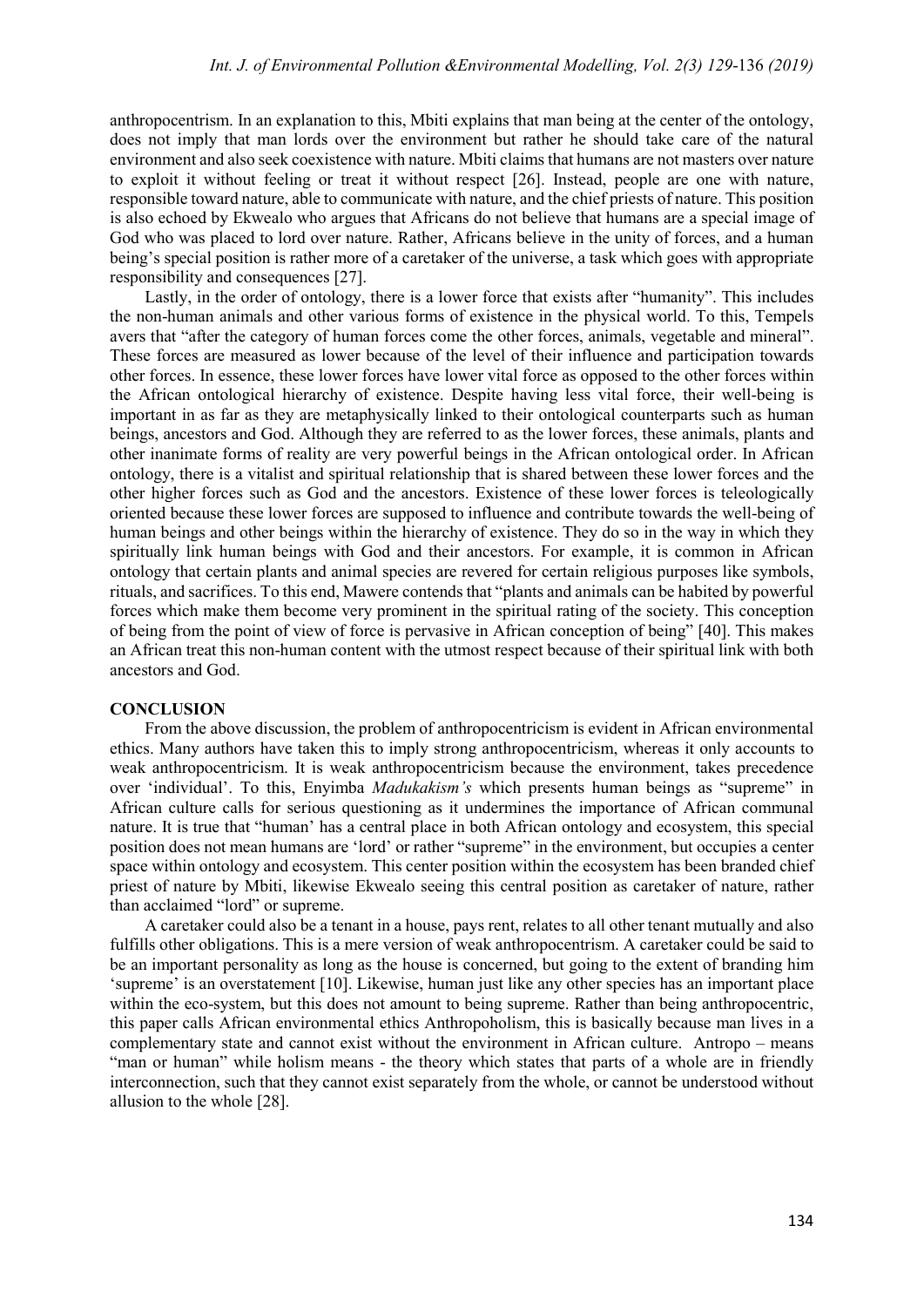anthropocentrism. In an explanation to this, Mbiti explains that man being at the center of the ontology, does not imply that man lords over the environment but rather he should take care of the natural environment and also seek coexistence with nature. Mbiti claims that humans are not masters over nature to exploit it without feeling or treat it without respect [26]. Instead, people are one with nature, responsible toward nature, able to communicate with nature, and the chief priests of nature. This position is also echoed by Ekwealo who argues that Africans do not believe that humans are a special image of God who was placed to lord over nature. Rather, Africans believe in the unity of forces, and a human being's special position is rather more of a caretaker of the universe, a task which goes with appropriate responsibility and consequences [27].

Lastly, in the order of ontology, there is a lower force that exists after "humanity". This includes the non-human animals and other various forms of existence in the physical world. To this, Tempels avers that "after the category of human forces come the other forces, animals, vegetable and mineral". These forces are measured as lower because of the level of their influence and participation towards other forces. In essence, these lower forces have lower vital force as opposed to the other forces within the African ontological hierarchy of existence. Despite having less vital force, their well-being is important in as far as they are metaphysically linked to their ontological counterparts such as human beings, ancestors and God. Although they are referred to as the lower forces, these animals, plants and other inanimate forms of reality are very powerful beings in the African ontological order. In African ontology, there is a vitalist and spiritual relationship that is shared between these lower forces and the other higher forces such as God and the ancestors. Existence of these lower forces is teleologically oriented because these lower forces are supposed to influence and contribute towards the well-being of human beings and other beings within the hierarchy of existence. They do so in the way in which they spiritually link human beings with God and their ancestors. For example, it is common in African ontology that certain plants and animal species are revered for certain religious purposes like symbols, rituals, and sacrifices. To this end, Mawere contends that "plants and animals can be habited by powerful forces which make them become very prominent in the spiritual rating of the society. This conception of being from the point of view of force is pervasive in African conception of being" [40]. This makes an African treat this non-human content with the utmost respect because of their spiritual link with both ancestors and God.

## CONCLUSION

From the above discussion, the problem of anthropocentricism is evident in African environmental ethics. Many authors have taken this to imply strong anthropocentricism, whereas it only accounts to weak anthropocentricism. It is weak anthropocentricism because the environment, takes precedence over 'individual'. To this, Enyimba *Madukakism's* which presents human beings as "supreme" in African culture calls for serious questioning as it undermines the importance of African communal nature. It is true that "human' has a central place in both African ontology and ecosystem, this special position does not mean humans are 'lord' or rather "supreme" in the environment, but occupies a center space within ontology and ecosystem. This center position within the ecosystem has been branded chief priest of nature by Mbiti, likewise Ekwealo seeing this central position as caretaker of nature, rather than acclaimed "lord" or supreme.

A caretaker could also be a tenant in a house, pays rent, relates to all other tenant mutually and also fulfills other obligations. This is a mere version of weak anthropocentrism. A caretaker could be said to be an important personality as long as the house is concerned, but going to the extent of branding him 'supreme' is an overstatement [10]. Likewise, human just like any other species has an important place within the eco-system, but this does not amount to being supreme. Rather than being anthropocentric, this paper calls African environmental ethics Anthropoholism, this is basically because man lives in a complementary state and cannot exist without the environment in African culture. Antropo – means "man or human" while holism means - the theory which states that parts of a whole are in friendly interconnection, such that they cannot exist separately from the whole, or cannot be understood without allusion to the whole [28].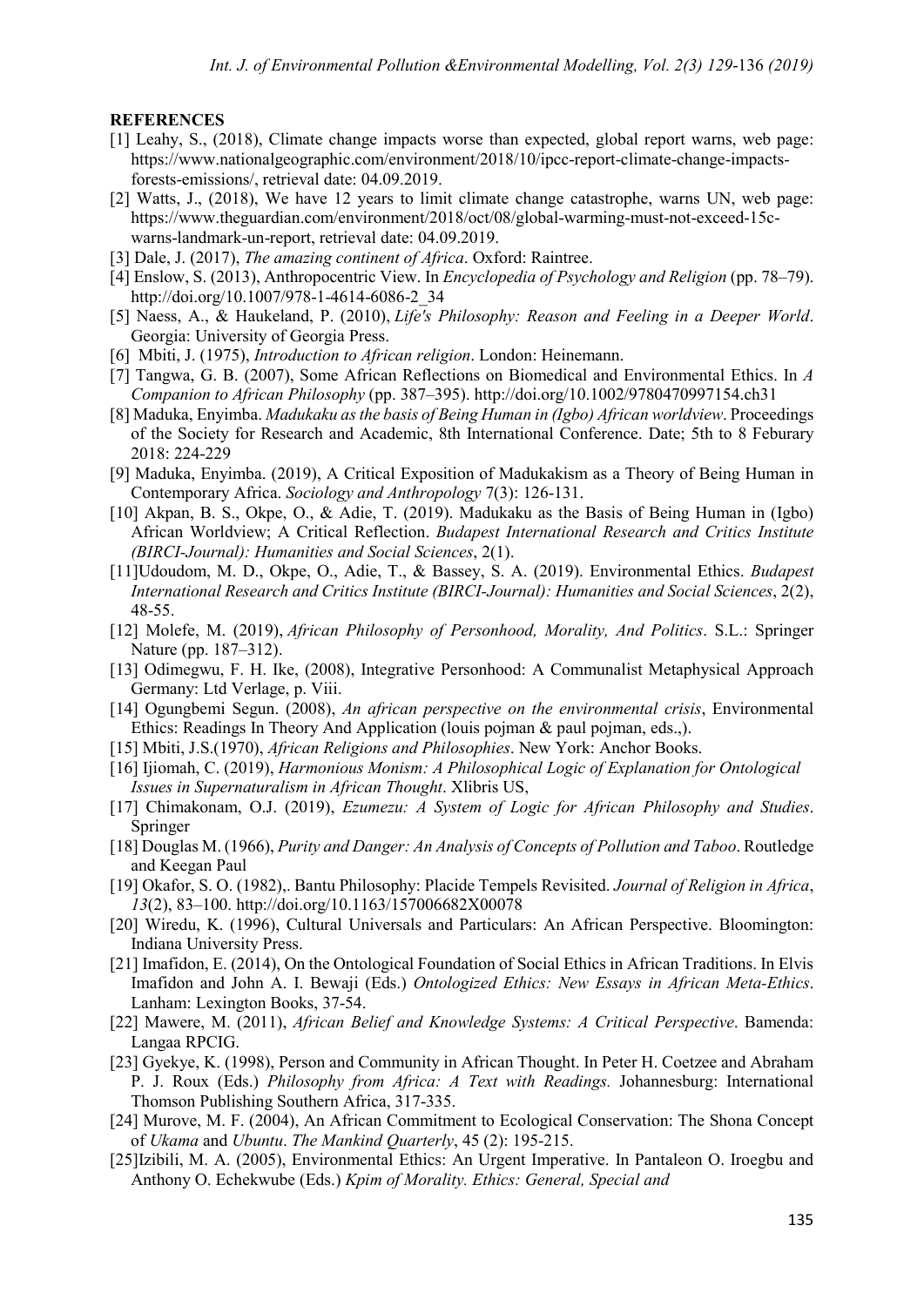**REFERENCES**

[1] Leahy, S., (2018), Climate change impacts worse than expected, global report warns, web page: https://www.nationalgeographic.com/environment/2018/10/ipcc-report-climate-change-impacts-forests-emissions/, retrieval date: 04.09.2019.

[2] Watts, J., (2018), We have 12 years to limit climate change catastrophe, warns UN, web page: https://www.theguardian.com/environment/2018/oct/08/global-warming-must-not-exceed-15c-warns-landmark-un-report, retrieval date: 04.09.2019.

[3] Dale, J. (2017), *The amazing continent of Africa*. Oxford: Raintree.

[4] Enslow, S. (2013), Anthropocentric View. In *Encyclopedia of Psychology and Religion* (pp. 78–79). http://doi.org/10.1007/978-1-4614-6086-2_34

[5] Naess, A., & Haukeland, P. (2010), *Life's Philosophy: Reason and Feeling in a Deeper World*. Georgia: University of Georgia Press.

[6] Mbiti, J. (1975), *Introduction to African religion*. London: Heinemann.

[7] Tangwa, G. B. (2007), Some African Reflections on Biomedical and Environmental Ethics. In *A Companion to African Philosophy* (pp. 387–395). http://doi.org/10.1002/9780470997154.ch31

[8] Maduka, Enyimba. *Madukaku as the basis of Being Human in (Igbo) African worldview*. Proceedings of the Society for Research and Academic, 8th International Conference. Date; 5th to 8 Feburary 2018: 224-229

[9] Maduka, Enyimba. (2019), A Critical Exposition of Madukakism as a Theory of Being Human in Contemporary Africa. *Sociology and Anthropology* 7(3): 126-131.

[10] Akpan, B. S., Okpe, O., & Adie, T. (2019). Madukaku as the Basis of Being Human in (Igbo) African Worldview; A Critical Reflection. *Budapest International Research and Critics Institute (BIRCI-Journal): Humanities and Social Sciences*, 2(1).

[11]Udoudom, M. D., Okpe, O., Adie, T., & Bassey, S. A. (2019). Environmental Ethics. *Budapest International Research and Critics Institute (BIRCI-Journal): Humanities and Social Sciences*, 2(2), 48-55.

[12] Molefe, M. (2019), *African Philosophy of Personhood, Morality, And Politics*. S.L.: Springer Nature (pp. 187–312).

[13] Odimegwu, F. H. Ike, (2008), Integrative Personhood: A Communalist Metaphysical Approach Germany: Ltd Verlage, p. Viii.

[14] Ogungbemi Segun. (2008), *An african perspective on the environmental crisis*, Environmental Ethics: Readings In Theory And Application (louis pojman & paul pojman, eds.,).

[15] Mbiti, J.S.(1970), *African Religions and Philosophies*. New York: Anchor Books.

[16] Ijiomah, C. (2019), *Harmonious Monism: A Philosophical Logic of Explanation for Ontological Issues in Supernaturalism in African Thought*. Xlibris US,

[17] Chimakonam, O.J. (2019), *Ezumezu: A System of Logic for African Philosophy and Studies*. Springer

[18] Douglas M. (1966), *Purity and Danger: An Analysis of Concepts of Pollution and Taboo*. Routledge and Keegan Paul

[19] Okafor, S. O. (1982),. Bantu Philosophy: Placide Tempels Revisited. *Journal of Religion in Africa*, *13*(2), 83–100. http://doi.org/10.1163/157006682X00078

[20] Wiredu, K. (1996), Cultural Universals and Particulars: An African Perspective. Bloomington: Indiana University Press.

[21] Imafidon, E. (2014), On the Ontological Foundation of Social Ethics in African Traditions. In Elvis Imafidon and John A. I. Bewaji (Eds.) *Ontologized Ethics: New Essays in African Meta-Ethics*. Lanham: Lexington Books, 37-54.

[22] Mawere, M. (2011), *African Belief and Knowledge Systems: A Critical Perspective*. Bamenda: Langaa RPCIG.

[23] Gyekye, K. (1998), Person and Community in African Thought. In Peter H. Coetzee and Abraham P. J. Roux (Eds.) *Philosophy from Africa: A Text with Readings.* Johannesburg: International Thomson Publishing Southern Africa, 317-335.

[24] Murove, M. F. (2004), An African Commitment to Ecological Conservation: The Shona Concept of *Ukama* and *Ubuntu*. *The Mankind Quarterly*, 45 (2): 195-215.

[25]Izibili, M. A. (2005), Environmental Ethics: An Urgent Imperative. In Pantaleon O. Iroegbu and Anthony O. Echekwube (Eds.) *Kpim of Morality. Ethics: General, Special and*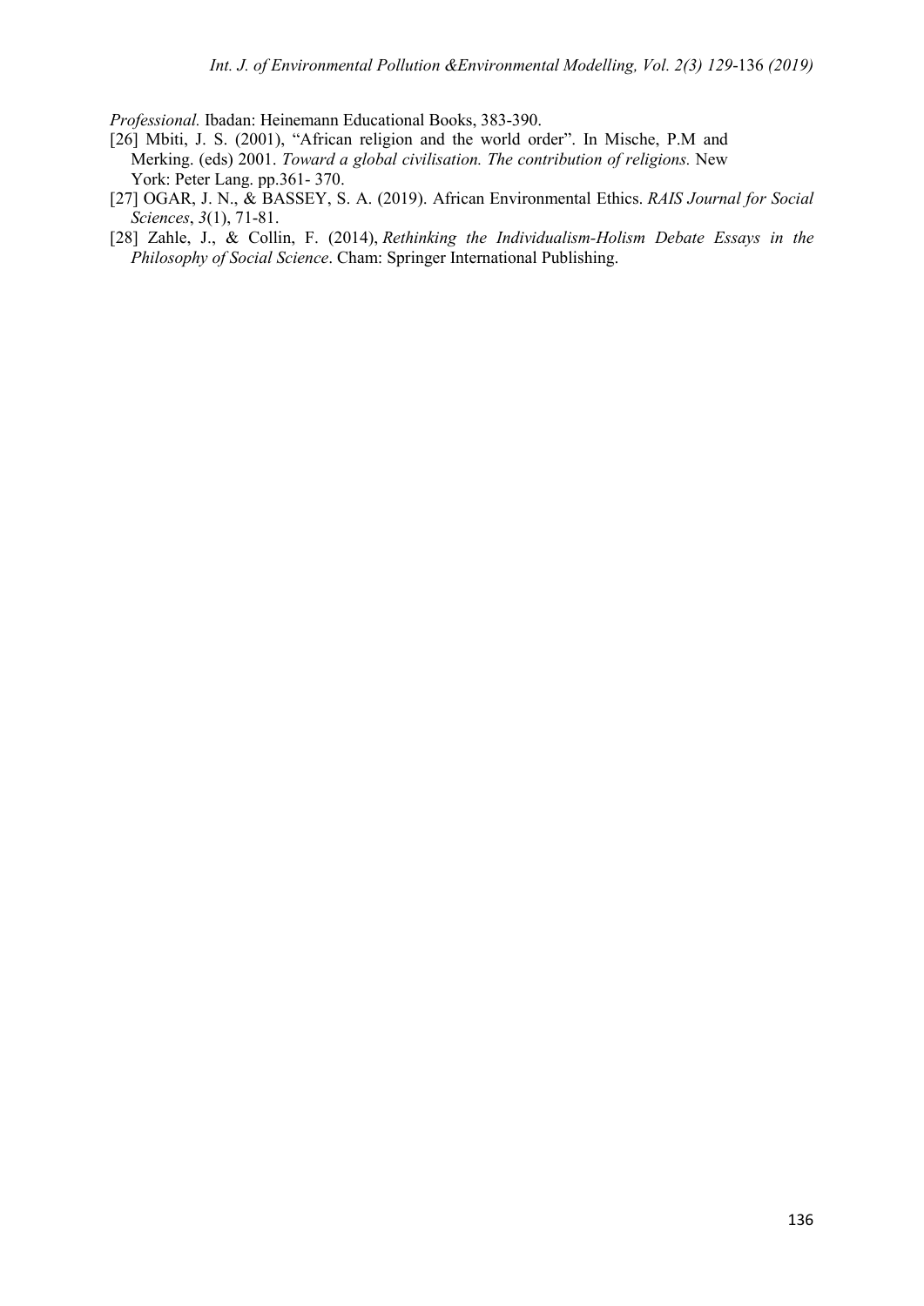*Professional.* Ibadan: Heinemann Educational Books, 383-390.

[26] Mbiti, J. S. (2001), "African religion and the world order". In Mische, P.M and Merking. (eds) 2001. *Toward a global civilisation. The contribution of religions.* New York: Peter Lang. pp.361- 370.

[27] OGAR, J. N., & BASSEY, S. A. (2019). African Environmental Ethics. *RAIS Journal for Social Sciences*, *3*(1), 71-81.

[28] Zahle, J., & Collin, F. (2014), *Rethinking the Individualism-Holism Debate Essays in the Philosophy of Social Science*. Cham: Springer International Publishing.